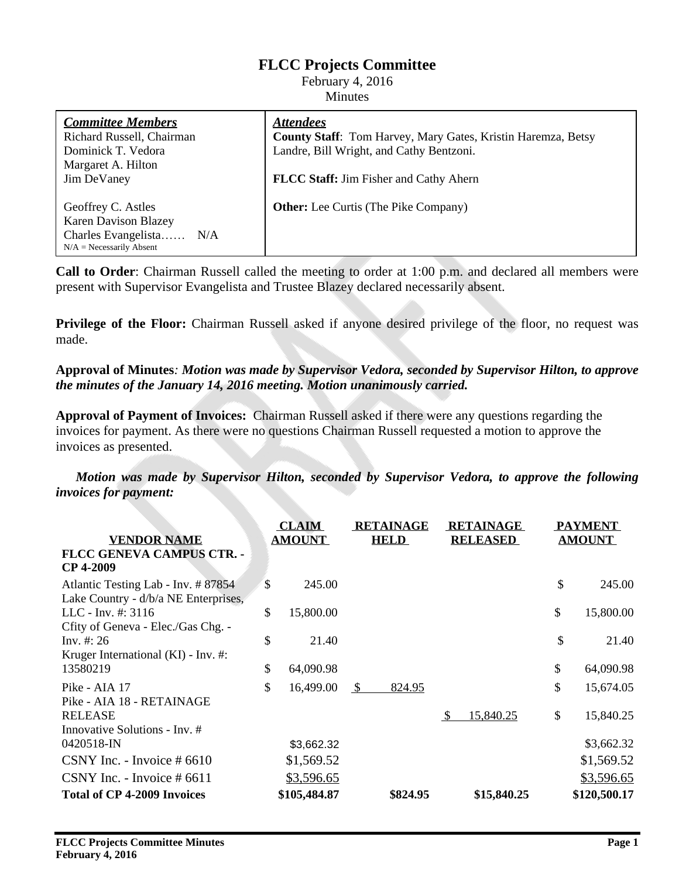# FLCC Projects Committee

February 4, 2016

Minutes

| ***Committee Members*** | ***Attendees*** |
|---|---|
| Richard Russell, Chairman<br>Dominick T. Vedora<br>Margaret A. Hilton<br>Jim DeVaney<br><br>Geoffrey C. Astles<br>Karen Davison Blazey<br>Charles Evangelista…… N/A<br>N/A = Necessarily Absent | **County Staff**: Tom Harvey, Mary Gates, Kristin Haremza, Betsy Landre, Bill Wright, and Cathy Bentzoni.<br><br>**FLCC Staff:** Jim Fisher and Cathy Ahern<br><br>**Other:** Lee Curtis (The Pike Company) |

**Call to Order**: Chairman Russell called the meeting to order at 1:00 p.m. and declared all members were present with Supervisor Evangelista and Trustee Blazey declared necessarily absent.

**Privilege of the Floor:** Chairman Russell asked if anyone desired privilege of the floor, no request was made.

**Approval of Minutes***: Motion was made by Supervisor Vedora, seconded by Supervisor Hilton, to approve the minutes of the January 14, 2016 meeting. Motion unanimously carried.*

**Approval of Payment of Invoices:** Chairman Russell asked if there were any questions regarding the invoices for payment. As there were no questions Chairman Russell requested a motion to approve the invoices as presented.

***Motion was made by Supervisor Hilton, seconded by Supervisor Vedora, to approve the following invoices for payment:***

| VENDOR NAME | CLAIM AMOUNT | RETAINAGE HELD | RETAINAGE RELEASED | PAYMENT AMOUNT |
|---|---|---|---|---|
| **FLCC GENEVA CAMPUS CTR. - CP 4-2009** | | | | |
| Atlantic Testing Lab - Inv. # 87854 | $ 245.00 | | | $ 245.00 |
| Lake Country - d/b/a NE Enterprises, LLC - Inv. #: 3116 | $ 15,800.00 | | | $ 15,800.00 |
| Cfity of Geneva - Elec./Gas Chg. - Inv. #: 26 | $ 21.40 | | | $ 21.40 |
| Kruger International (KI) - Inv. #: 13580219 | $ 64,090.98 | | | $ 64,090.98 |
| Pike - AIA 17 | $ 16,499.00 | $ 824.95 | | $ 15,674.05 |
| Pike - AIA 18 - RETAINAGE RELEASE | | | $ 15,840.25 | $ 15,840.25 |
| Innovative Solutions - Inv. # 0420518-IN | $3,662.32 | | | $3,662.32 |
| CSNY Inc. - Invoice # 6610 | $1,569.52 | | | $1,569.52 |
| CSNY Inc. - Invoice # 6611 | $3,596.65 | | | $3,596.65 |
| **Total of CP 4-2009 Invoices** | **$105,484.87** | **$824.95** | **$15,840.25** | **$120,500.17** |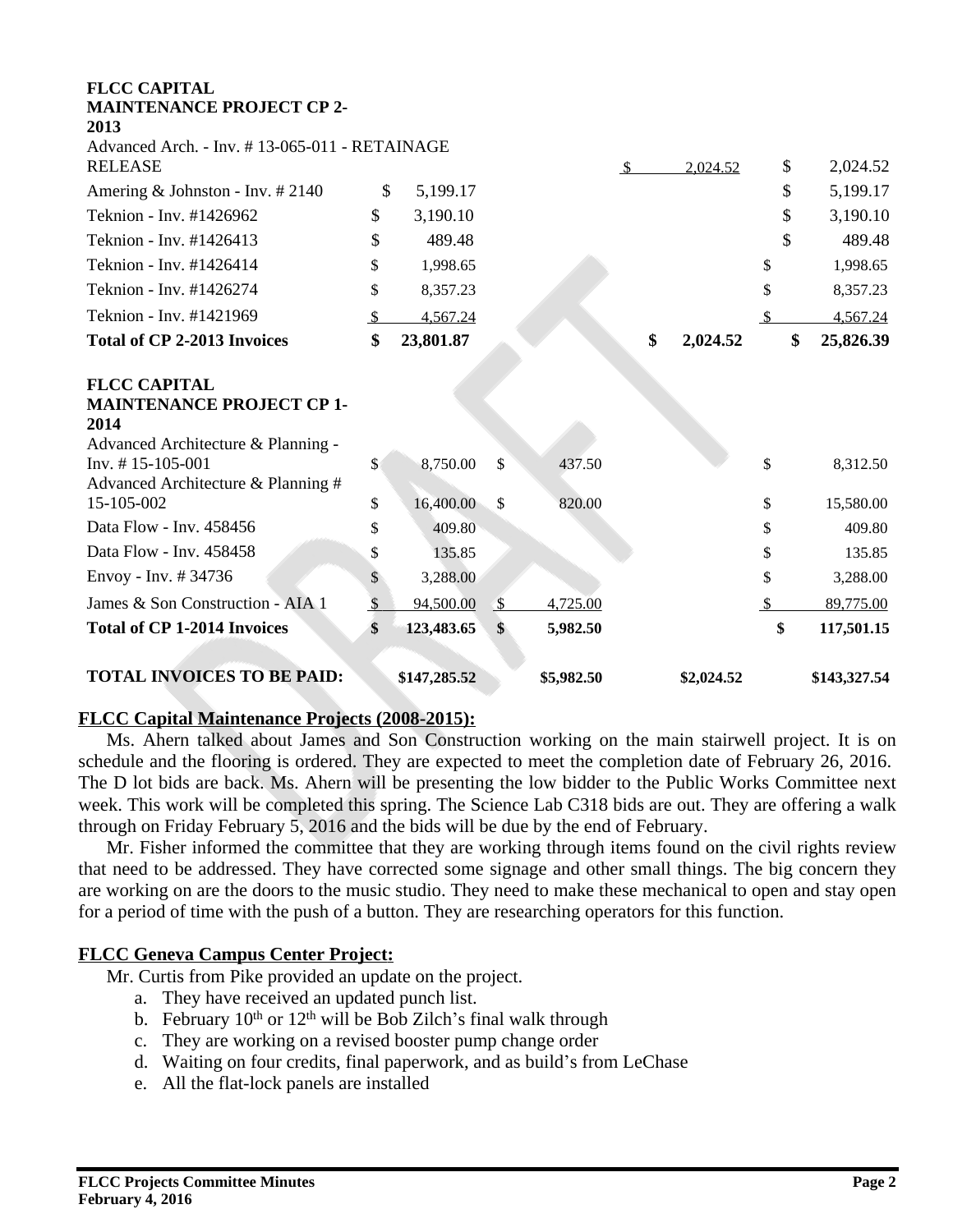| FLCC CAPITAL MAINTENANCE PROJECT CP 2-2013 | | | | |
|---|---|---|---|---|
| Advanced Arch. - Inv. # 13-065-011 - RETAINAGE RELEASE | | | $ 2,024.52 | $ 2,024.52 |
| Amering & Johnston - Inv. # 2140 | $ 5,199.17 | | | $ 5,199.17 |
| Teknion - Inv. #1426962 | $ 3,190.10 | | | $ 3,190.10 |
| Teknion - Inv. #1426413 | $ 489.48 | | | $ 489.48 |
| Teknion - Inv. #1426414 | $ 1,998.65 | | | $ 1,998.65 |
| Teknion - Inv. #1426274 | $ 8,357.23 | | | $ 8,357.23 |
| Teknion - Inv. #1421969 | $ 4,567.24 | | | $ 4,567.24 |
| **Total of CP 2-2013 Invoices** | **$ 23,801.87** | | **$ 2,024.52** | **$ 25,826.39** |
| **FLCC CAPITAL MAINTENANCE PROJECT CP 1-2014** | | | | |
| Advanced Architecture & Planning - Inv. # 15-105-001 | $ 8,750.00 | $ 437.50 | | $ 8,312.50 |
| Advanced Architecture & Planning # 15-105-002 | $ 16,400.00 | $ 820.00 | | $ 15,580.00 |
| Data Flow - Inv. 458456 | $ 409.80 | | | $ 409.80 |
| Data Flow - Inv. 458458 | $ 135.85 | | | $ 135.85 |
| Envoy - Inv. # 34736 | $ 3,288.00 | | | $ 3,288.00 |
| James & Son Construction - AIA 1 | $ 94,500.00 | $ 4,725.00 | | $ 89,775.00 |
| **Total of CP 1-2014 Invoices** | **$ 123,483.65** | **$ 5,982.50** | | **$ 117,501.15** |
| **TOTAL INVOICES TO BE PAID:** | **$147,285.52** | **$5,982.50** | **$2,024.52** | **$143,327.54** |

## FLCC Capital Maintenance Projects (2008-2015):

Ms. Ahern talked about James and Son Construction working on the main stairwell project. It is on schedule and the flooring is ordered. They are expected to meet the completion date of February 26, 2016. The D lot bids are back. Ms. Ahern will be presenting the low bidder to the Public Works Committee next week. This work will be completed this spring. The Science Lab C318 bids are out. They are offering a walk through on Friday February 5, 2016 and the bids will be due by the end of February.

Mr. Fisher informed the committee that they are working through items found on the civil rights review that need to be addressed. They have corrected some signage and other small things. The big concern they are working on are the doors to the music studio. They need to make these mechanical to open and stay open for a period of time with the push of a button. They are researching operators for this function.

## FLCC Geneva Campus Center Project:

Mr. Curtis from Pike provided an update on the project.

a. They have received an updated punch list.
b. February 10th or 12th will be Bob Zilch's final walk through
c. They are working on a revised booster pump change order
d. Waiting on four credits, final paperwork, and as build's from LeChase
e. All the flat-lock panels are installed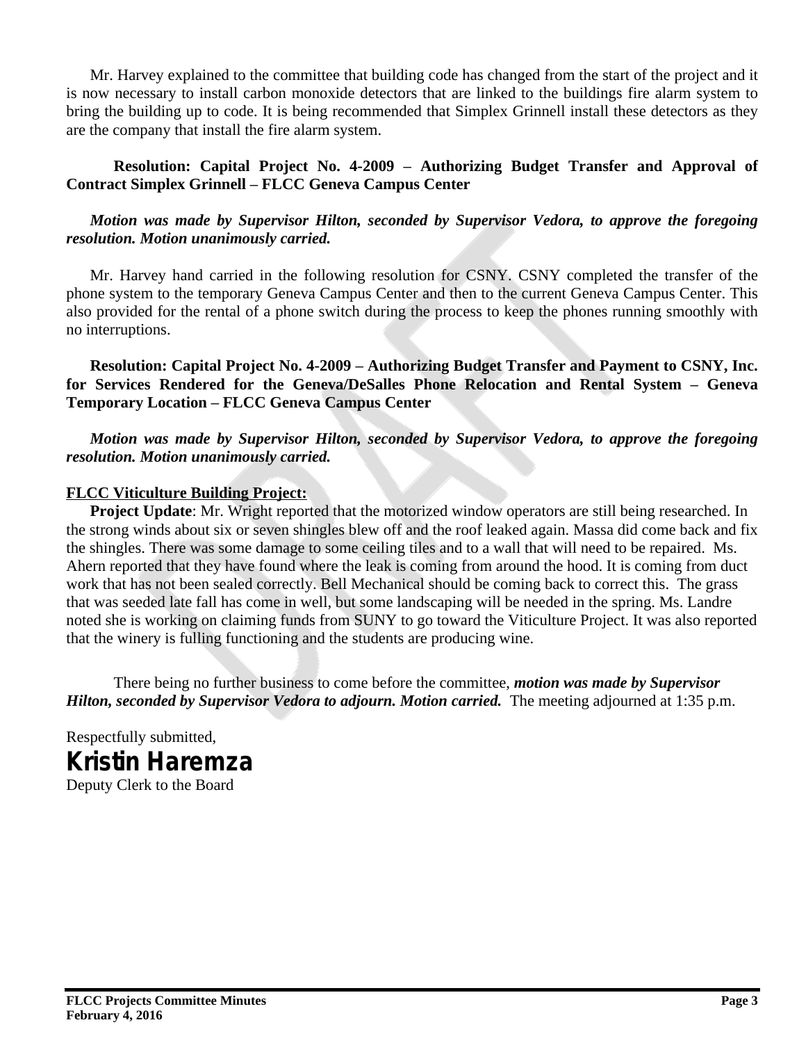Mr. Harvey explained to the committee that building code has changed from the start of the project and it is now necessary to install carbon monoxide detectors that are linked to the buildings fire alarm system to bring the building up to code. It is being recommended that Simplex Grinnell install these detectors as they are the company that install the fire alarm system.

**Resolution: Capital Project No. 4-2009 – Authorizing Budget Transfer and Approval of Contract Simplex Grinnell – FLCC Geneva Campus Center**

***Motion was made by Supervisor Hilton, seconded by Supervisor Vedora, to approve the foregoing resolution. Motion unanimously carried.***

Mr. Harvey hand carried in the following resolution for CSNY. CSNY completed the transfer of the phone system to the temporary Geneva Campus Center and then to the current Geneva Campus Center. This also provided for the rental of a phone switch during the process to keep the phones running smoothly with no interruptions.

**Resolution: Capital Project No. 4-2009 – Authorizing Budget Transfer and Payment to CSNY, Inc. for Services Rendered for the Geneva/DeSalles Phone Relocation and Rental System – Geneva Temporary Location – FLCC Geneva Campus Center**

***Motion was made by Supervisor Hilton, seconded by Supervisor Vedora, to approve the foregoing resolution. Motion unanimously carried.***

**FLCC Viticulture Building Project:**

**Project Update**: Mr. Wright reported that the motorized window operators are still being researched. In the strong winds about six or seven shingles blew off and the roof leaked again. Massa did come back and fix the shingles. There was some damage to some ceiling tiles and to a wall that will need to be repaired. Ms. Ahern reported that they have found where the leak is coming from around the hood. It is coming from duct work that has not been sealed correctly. Bell Mechanical should be coming back to correct this. The grass that was seeded late fall has come in well, but some landscaping will be needed in the spring. Ms. Landre noted she is working on claiming funds from SUNY to go toward the Viticulture Project. It was also reported that the winery is fulling functioning and the students are producing wine.

There being no further business to come before the committee, ***motion was made by Supervisor Hilton, seconded by Supervisor Vedora to adjourn. Motion carried.*** The meeting adjourned at 1:35 p.m.

Respectfully submitted,

**Kristin Haremza**

Deputy Clerk to the Board